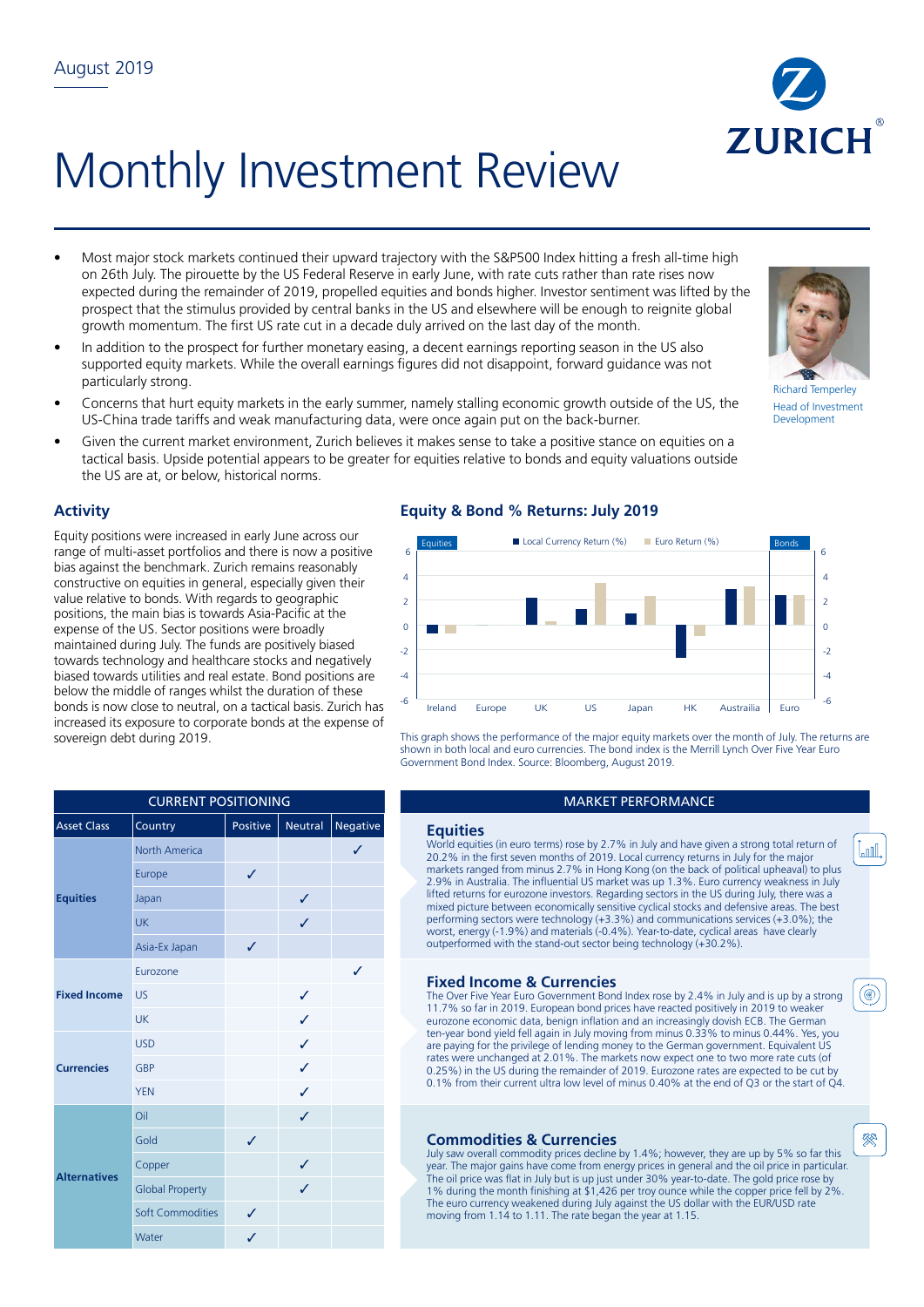August 2019

# Monthly Investment Review

- Most major stock markets continued their upward trajectory with the S&P500 Index hitting a fresh all-time high on 26th July. The pirouette by the US Federal Reserve in early June, with rate cuts rather than rate rises now expected during the remainder of 2019, propelled equities and bonds higher. Investor sentiment was lifted by the prospect that the stimulus provided by central banks in the US and elsewhere will be enough to reignite global growth momentum. The first US rate cut in a decade duly arrived on the last day of the month.
- In addition to the prospect for further monetary easing, a decent earnings reporting season in the US also supported equity markets. While the overall earnings figures did not disappoint, forward guidance was not particularly strong.
- Concerns that hurt equity markets in the early summer, namely stalling economic growth outside of the US, the US-China trade tariffs and weak manufacturing data, were once again put on the back-burner.
- Given the current market environment, Zurich believes it makes sense to take a positive stance on equities on a tactical basis. Upside potential appears to be greater for equities relative to bonds and equity valuations outside the US are at, or below, historical norms.

Richard Temperley
Head of Investment Development

## Activity

Equity positions were increased in early June across our range of multi-asset portfolios and there is now a positive bias against the benchmark. Zurich remains reasonably constructive on equities in general, especially given their value relative to bonds. With regards to geographic positions, the main bias is towards Asia-Pacific at the expense of the US. Sector positions were broadly maintained during July. The funds are positively biased towards technology and healthcare stocks and negatively biased towards utilities and real estate. Bond positions are below the middle of ranges whilst the duration of these bonds is now close to neutral, on a tactical basis. Zurich has increased its exposure to corporate bonds at the expense of sovereign debt during 2019.

## Equity & Bond % Returns: July 2019

This graph shows the performance of the major equity markets over the month of July. The returns are shown in both local and euro currencies. The bond index is the Merrill Lynch Over Five Year Euro Government Bond Index. Source: Bloomberg, August 2019.

| CURRENT POSITIONING | | | | |
|---|---|---|---|---|
| Asset Class | Country | Positive | Neutral | Negative |
| Equities | North America | | | ✓ |
| | Europe | ✓ | | |
| | Japan | | ✓ | |
| | UK | | ✓ | |
| | Asia-Ex Japan | ✓ | | |
| Fixed Income | Eurozone | | | ✓ |
| | US | | ✓ | |
| | UK | | ✓ | |
| Currencies | USD | | ✓ | |
| | GBP | | ✓ | |
| | YEN | | ✓ | |
| Alternatives | Oil | | ✓ | |
| | Gold | ✓ | | |
| | Copper | | ✓ | |
| | Global Property | | ✓ | |
| | Soft Commodities | ✓ | | |
| | Water | ✓ | | |

## MARKET PERFORMANCE

### Equities

World equities (in euro terms) rose by 2.7% in July and have given a strong total return of 20.2% in the first seven months of 2019. Local currency returns in July for the major markets ranged from minus 2.7% in Hong Kong (on the back of political upheaval) to plus 2.9% in Australia. The influential US market was up 1.3%. Euro currency weakness in July lifted returns for eurozone investors. Regarding sectors in the US during July, there was a mixed picture between economically sensitive cyclical stocks and negatively positioned defensive areas. The best performing sectors were technology (+3.3%) and communications services (+3.0%); the worst, energy (-1.9%) and materials (-0.4%). Year-to-date, cyclical areas have clearly outperformed with the stand-out sector being technology (+30.2%).

### Fixed Income & Currencies

The Over Five Year Euro Government Bond Index rose by 2.4% in July and is up by a strong 11.7% so far in 2019. European bond prices have reacted positively in 2019 to weaker eurozone economic data, benign inflation and an increasingly dovish ECB. The German ten-year bond yield fell again in July moving from minus 0.33% to minus 0.44%. Yes, you are paying for the privilege of lending money to the German government. Equivalent US rates were unchanged at 2.01%. The markets now expect one to two more rate cuts (of 0.25%) in the US during the remainder of 2019. Eurozone rates are expected to be cut by 0.1% from their current ultra low level of minus 0.40% at the end of Q3 or the start of Q4.

### Commodities & Currencies

July saw overall commodity prices decline by 1.4%; however, they are up by 5% so far this year. The major gains have come from energy prices in general and the oil price in particular. The oil price was flat in July but is up just under 30% year-to-date. The gold price rose by 1% during the month finishing at $1,426 per troy ounce while the copper price fell by 2%. The euro currency weakened during July against the US dollar with the EUR/USD rate moving from 1.14 to 1.11. The rate began the year at 1.15.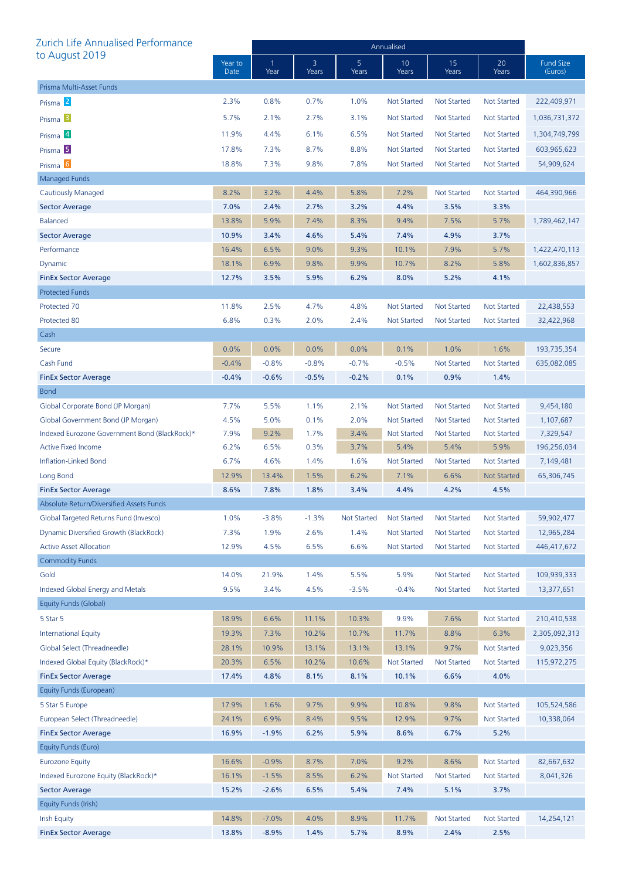# Zurich Life Annualised Performance to August 2019

| | Year to Date | 1 Year | 3 Years | 5 Years | 10 Years | 15 Years | 20 Years | Fund Size (Euros) |
|---|---|---|---|---|---|---|---|---|
| | | Annualised | | | | | | |
| **Prisma Multi-Asset Funds** | | | | | | | | |
| Prisma 2 | 2.3% | 0.8% | 0.7% | 1.0% | Not Started | Not Started | Not Started | 222,409,971 |
| Prisma 3 | 5.7% | 2.1% | 2.7% | 3.1% | Not Started | Not Started | Not Started | 1,036,731,372 |
| Prisma 4 | 11.9% | 4.4% | 6.1% | 6.5% | Not Started | Not Started | Not Started | 1,304,749,799 |
| Prisma 5 | 17.8% | 7.3% | 8.7% | 8.8% | Not Started | Not Started | Not Started | 603,965,623 |
| Prisma 6 | 18.8% | 7.3% | 9.8% | 7.8% | Not Started | Not Started | Not Started | 54,909,624 |
| **Managed Funds** | | | | | | | | |
| Cautiously Managed | 8.2% | 3.2% | 4.4% | 5.8% | 7.2% | Not Started | Not Started | 464,390,966 |
| **Sector Average** | **7.0%** | **2.4%** | **2.7%** | **3.2%** | **4.4%** | **3.5%** | **3.3%** | |
| Balanced | 13.8% | 5.9% | 7.4% | 8.3% | 9.4% | 7.5% | 5.7% | 1,789,462,147 |
| **Sector Average** | **10.9%** | **3.4%** | **4.6%** | **5.4%** | **7.4%** | **4.9%** | **3.7%** | |
| Performance | 16.4% | 6.5% | 9.0% | 9.3% | 10.1% | 7.9% | 5.7% | 1,422,470,113 |
| Dynamic | 18.1% | 6.9% | 9.8% | 9.9% | 10.7% | 8.2% | 5.8% | 1,602,836,857 |
| **FinEx Sector Average** | **12.7%** | **3.5%** | **5.9%** | **6.2%** | **8.0%** | **5.2%** | **4.1%** | |
| **Protected Funds** | | | | | | | | |
| Protected 70 | 11.8% | 2.5% | 4.7% | 4.8% | Not Started | Not Started | Not Started | 22,438,553 |
| Protected 80 | 6.8% | 0.3% | 2.0% | 2.4% | Not Started | Not Started | Not Started | 32,422,968 |
| **Cash** | | | | | | | | |
| Secure | 0.0% | 0.0% | 0.0% | 0.0% | 0.1% | 1.0% | 1.6% | 193,735,354 |
| Cash Fund | -0.4% | -0.8% | -0.8% | -0.7% | -0.5% | Not Started | Not Started | 635,082,085 |
| **FinEx Sector Average** | **-0.4%** | **-0.6%** | **-0.5%** | **-0.2%** | **0.1%** | **0.9%** | **1.4%** | |
| **Bond** | | | | | | | | |
| Global Corporate Bond (JP Morgan) | 7.7% | 5.5% | 1.1% | 2.1% | Not Started | Not Started | Not Started | 9,454,180 |
| Global Government Bond (JP Morgan) | 4.5% | 5.0% | 0.1% | 2.0% | Not Started | Not Started | Not Started | 1,107,687 |
| Indexed Eurozone Government Bond (BlackRock)* | 7.9% | 9.2% | 1.7% | 3.4% | Not Started | Not Started | Not Started | 7,329,547 |
| Active Fixed Income | 6.2% | 6.5% | 0.3% | 3.7% | 5.4% | 5.4% | 5.9% | 196,256,034 |
| Inflation-Linked Bond | 6.7% | 4.6% | 1.4% | 1.6% | Not Started | Not Started | Not Started | 7,149,481 |
| Long Bond | 12.9% | 13.4% | 1.5% | 6.2% | 7.1% | 6.6% | Not Started | 65,306,745 |
| **FinEx Sector Average** | **8.6%** | **7.8%** | **1.8%** | **3.4%** | **4.4%** | **4.2%** | **4.5%** | |
| **Absolute Return/Diversified Assets Funds** | | | | | | | | |
| Global Targeted Returns Fund (Invesco) | 1.0% | -3.8% | -1.3% | Not Started | Not Started | Not Started | Not Started | 59,902,477 |
| Dynamic Diversified Growth (BlackRock) | 7.3% | 1.9% | 2.6% | 1.4% | Not Started | Not Started | Not Started | 12,965,284 |
| Active Asset Allocation | 12.9% | 4.5% | 6.5% | 6.6% | Not Started | Not Started | Not Started | 446,417,672 |
| **Commodity Funds** | | | | | | | | |
| Gold | 14.0% | 21.9% | 1.4% | 5.5% | 5.9% | Not Started | Not Started | 109,939,333 |
| Indexed Global Energy and Metals | 9.5% | 3.4% | 4.5% | -3.5% | -0.4% | Not Started | Not Started | 13,377,651 |
| **Equity Funds (Global)** | | | | | | | | |
| 5 Star 5 | 18.9% | 6.6% | 11.1% | 10.3% | 9.9% | 7.6% | Not Started | 210,410,538 |
| International Equity | 19.3% | 7.3% | 10.2% | 10.7% | 11.7% | 8.8% | 6.3% | 2,305,092,313 |
| Global Select (Threadneedle) | 28.1% | 10.9% | 13.1% | 13.1% | 13.1% | 9.7% | Not Started | 9,023,356 |
| Indexed Global Equity (BlackRock)* | 20.3% | 6.5% | 10.2% | 10.6% | Not Started | Not Started | Not Started | 115,972,275 |
| **FinEx Sector Average** | **17.4%** | **4.8%** | **8.1%** | **8.1%** | **10.1%** | **6.6%** | **4.0%** | |
| **Equity Funds (European)** | | | | | | | | |
| 5 Star 5 Europe | 17.9% | 1.6% | 9.7% | 9.9% | 10.8% | 9.8% | Not Started | 105,524,586 |
| European Select (Threadneedle) | 24.1% | 6.9% | 8.4% | 9.5% | 12.9% | 9.7% | Not Started | 10,338,064 |
| **FinEx Sector Average** | **16.9%** | **-1.9%** | **6.2%** | **5.9%** | **8.6%** | **6.7%** | **5.2%** | |
| **Equity Funds (Euro)** | | | | | | | | |
| Eurozone Equity | 16.6% | -0.9% | 8.7% | 7.0% | 9.2% | 8.6% | Not Started | 82,667,632 |
| Indexed Eurozone Equity (BlackRock)* | 16.1% | -1.5% | 8.5% | 6.2% | Not Started | Not Started | Not Started | 8,041,326 |
| **Sector Average** | **15.2%** | **-2.6%** | **6.5%** | **5.4%** | **7.4%** | **5.1%** | **3.7%** | |
| **Equity Funds (Irish)** | | | | | | | | |
| Irish Equity | 14.8% | -7.0% | 4.0% | 8.9% | 11.7% | Not Started | Not Started | 14,254,121 |
| **FinEx Sector Average** | **13.8%** | **-8.9%** | **1.4%** | **5.7%** | **8.9%** | **2.4%** | **2.5%** | |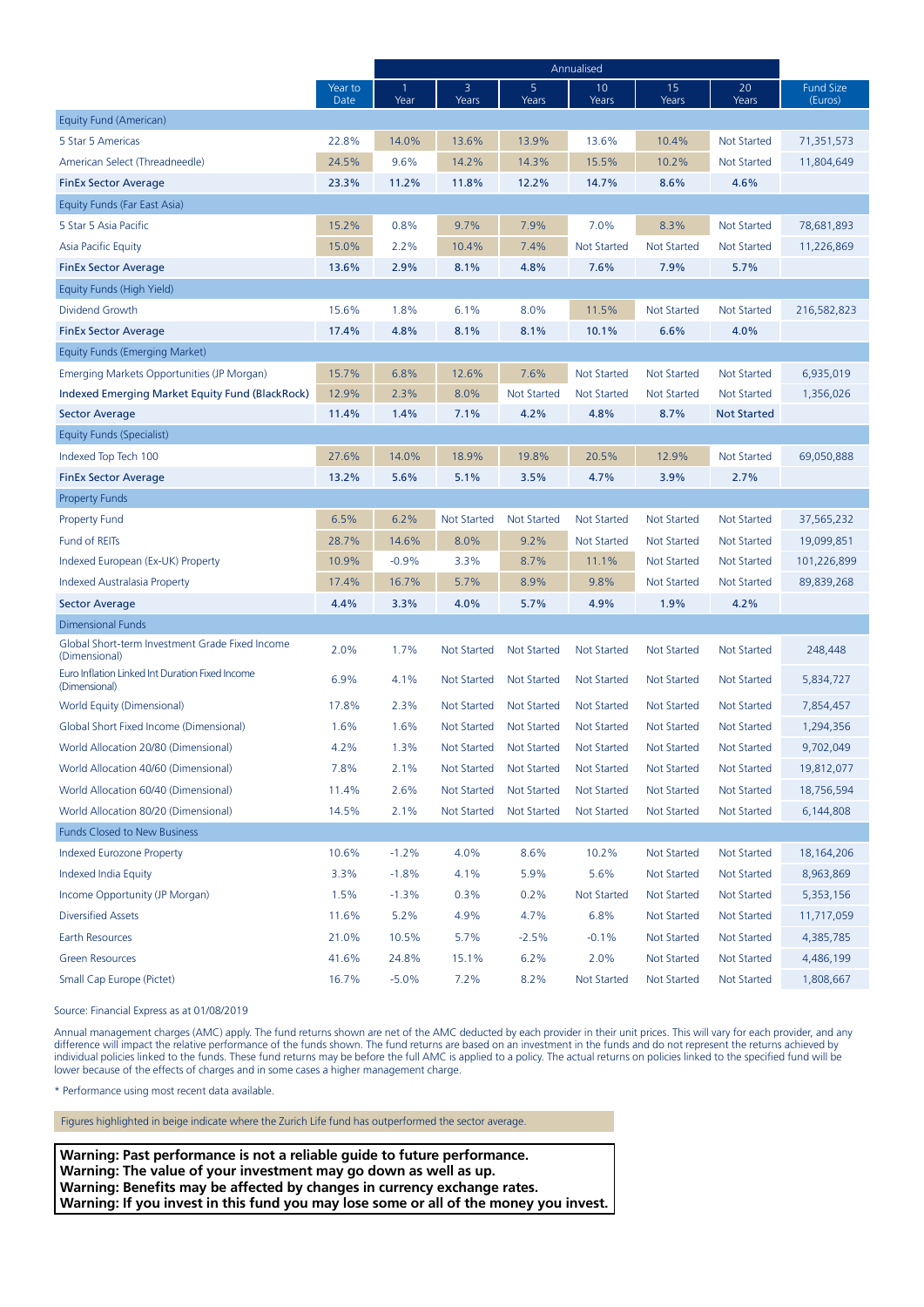| | Year to Date | Annualised | | | | | | Fund Size (Euros) |
|---|---|---|---|---|---|---|---|---|
| | | 1 Year | 3 Years | 5 Years | 10 Years | 15 Years | 20 Years | |
| **Equity Fund (American)** | | | | | | | | |
| 5 Star 5 Americas | 22.8% | 14.0% | 13.6% | 13.9% | 13.6% | 10.4% | Not Started | 71,351,573 |
| American Select (Threadneedle) | 24.5% | 9.6% | 14.2% | 14.3% | 15.5% | 10.2% | Not Started | 11,804,649 |
| **FinEx Sector Average** | **23.3%** | **11.2%** | **11.8%** | **12.2%** | **14.7%** | **8.6%** | **4.6%** | |
| **Equity Funds (Far East Asia)** | | | | | | | | |
| 5 Star 5 Asia Pacific | 15.2% | 0.8% | 9.7% | 7.9% | 7.0% | 8.3% | Not Started | 78,681,893 |
| Asia Pacific Equity | 15.0% | 2.2% | 10.4% | 7.4% | Not Started | Not Started | Not Started | 11,226,869 |
| **FinEx Sector Average** | **13.6%** | **2.9%** | **8.1%** | **4.8%** | **7.6%** | **7.9%** | **5.7%** | |
| **Equity Funds (High Yield)** | | | | | | | | |
| Dividend Growth | 15.6% | 1.8% | 6.1% | 8.0% | 11.5% | Not Started | Not Started | 216,582,823 |
| **FinEx Sector Average** | **17.4%** | **4.8%** | **8.1%** | **8.1%** | **10.1%** | **6.6%** | **4.0%** | |
| **Equity Funds (Emerging Market)** | | | | | | | | |
| Emerging Markets Opportunities (JP Morgan) | 15.7% | 6.8% | 12.6% | 7.6% | Not Started | Not Started | Not Started | 6,935,019 |
| Indexed Emerging Market Equity Fund (BlackRock) | 12.9% | 2.3% | 8.0% | Not Started | Not Started | Not Started | Not Started | 1,356,026 |
| **Sector Average** | **11.4%** | **1.4%** | **7.1%** | **4.2%** | **4.8%** | **8.7%** | **Not Started** | |
| **Equity Funds (Specialist)** | | | | | | | | |
| Indexed Top Tech 100 | 27.6% | 14.0% | 18.9% | 19.8% | 20.5% | 12.9% | Not Started | 69,050,888 |
| **FinEx Sector Average** | **13.2%** | **5.6%** | **5.1%** | **3.5%** | **4.7%** | **3.9%** | **2.7%** | |
| **Property Funds** | | | | | | | | |
| Property Fund | 6.5% | 6.2% | Not Started | Not Started | Not Started | Not Started | Not Started | 37,565,232 |
| Fund of REITs | 28.7% | 14.6% | 8.0% | 9.2% | Not Started | Not Started | Not Started | 19,099,851 |
| Indexed European (Ex-UK) Property | 10.9% | -0.9% | 3.3% | 8.7% | 11.1% | Not Started | Not Started | 101,226,899 |
| Indexed Australasia Property | 17.4% | 16.7% | 5.7% | 8.9% | 9.8% | Not Started | Not Started | 89,839,268 |
| **Sector Average** | **4.4%** | **3.3%** | **4.0%** | **5.7%** | **4.9%** | **1.9%** | **4.2%** | |
| **Dimensional Funds** | | | | | | | | |
| Global Short-term Investment Grade Fixed Income (Dimensional) | 2.0% | 1.7% | Not Started | Not Started | Not Started | Not Started | Not Started | 248,448 |
| Euro Inflation Linked Int Duration Fixed Income (Dimensional) | 6.9% | 4.1% | Not Started | Not Started | Not Started | Not Started | Not Started | 5,834,727 |
| World Equity (Dimensional) | 17.8% | 2.3% | Not Started | Not Started | Not Started | Not Started | Not Started | 7,854,457 |
| Global Short Fixed Income (Dimensional) | 1.6% | 1.6% | Not Started | Not Started | Not Started | Not Started | Not Started | 1,294,356 |
| World Allocation 20/80 (Dimensional) | 4.2% | 1.3% | Not Started | Not Started | Not Started | Not Started | Not Started | 9,702,049 |
| World Allocation 40/60 (Dimensional) | 7.8% | 2.1% | Not Started | Not Started | Not Started | Not Started | Not Started | 19,812,077 |
| World Allocation 60/40 (Dimensional) | 11.4% | 2.6% | Not Started | Not Started | Not Started | Not Started | Not Started | 18,756,594 |
| World Allocation 80/20 (Dimensional) | 14.5% | 2.1% | Not Started | Not Started | Not Started | Not Started | Not Started | 6,144,808 |
| **Funds Closed to New Business** | | | | | | | | |
| Indexed Eurozone Property | 10.6% | -1.2% | 4.0% | 8.6% | 10.2% | Not Started | Not Started | 18,164,206 |
| Indexed India Equity | 3.3% | -1.8% | 4.1% | 5.9% | 5.6% | Not Started | Not Started | 8,963,869 |
| Income Opportunity (JP Morgan) | 1.5% | -1.3% | 0.3% | 0.2% | Not Started | Not Started | Not Started | 5,353,156 |
| Diversified Assets | 11.6% | 5.2% | 4.9% | 4.7% | 6.8% | Not Started | Not Started | 11,717,059 |
| Earth Resources | 21.0% | 10.5% | 5.7% | -2.5% | -0.1% | Not Started | Not Started | 4,385,785 |
| Green Resources | 41.6% | 24.8% | 15.1% | 6.2% | 2.0% | Not Started | Not Started | 4,486,199 |
| Small Cap Europe (Pictet) | 16.7% | -5.0% | 7.2% | 8.2% | Not Started | Not Started | Not Started | 1,808,667 |

Source: Financial Express as at 01/08/2019

Annual management charges (AMC) apply. The fund returns shown are net of the AMC deducted by each provider in their unit prices. This will vary for each provider, and any difference will impact the relative performance of the funds shown. The fund returns are based on an investment in the funds and do not represent the returns achieved by individual policies linked to the funds. These fund returns may be before the full AMC is applied to a policy. The actual returns on policies linked to the specified fund will be lower because of the effects of charges and in some cases a higher management charge.

* Performance using most recent data available.

Figures highlighted in beige indicate where the Zurich Life fund has outperformed the sector average.

**Warning: Past performance is not a reliable guide to future performance.**
**Warning: The value of your investment may go down as well as up.**
**Warning: Benefits may be affected by changes in currency exchange rates.**
**Warning: If you invest in this fund you may lose some or all of the money you invest.**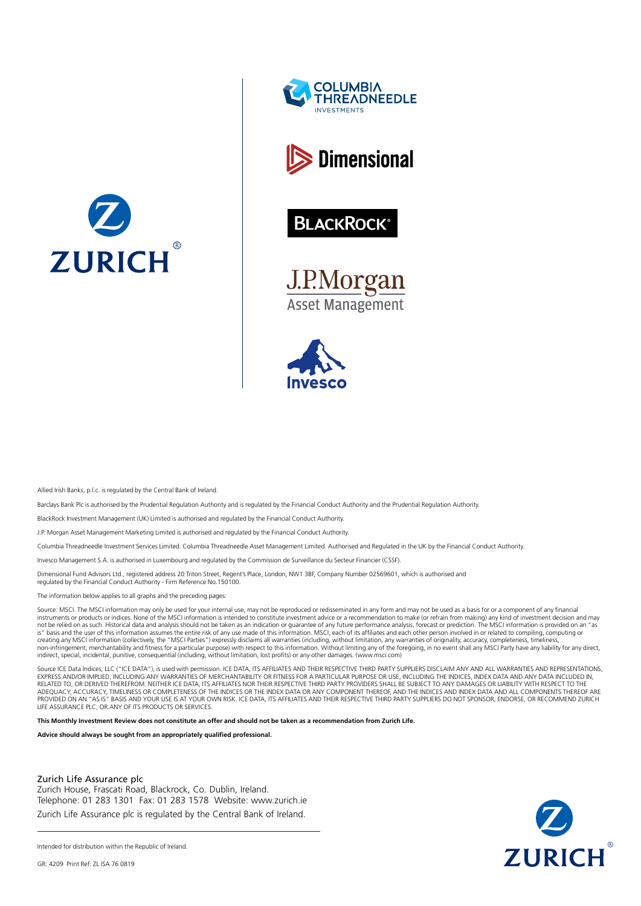Allied Irish Banks, p.l.c. is regulated by the Central Bank of Ireland.

Barclays Bank Plc is authorised by the Prudential Regulation Authority and is regulated by the Financial Conduct Authority and the Prudential Regulation Authority.

BlackRock Investment Management (UK) Limited is authorised and regulated by the Financial Conduct Authority.

J.P. Morgan Asset Management Marketing Limited is authorised and regulated by the Financial Conduct Authority.

Columbia Threadneedle Investment Services Limited. Columbia Threadneedle Asset Management Limited. Authorised and Regulated in the UK by the Financial Conduct Authority.

Invesco Management S.A. is authorised in Luxembourg and regulated by the Commission de Surveillance du Secteur Financier (CSSF).

Dimensional Fund Advisors Ltd., registered address 20 Triton Street, Regent's Place, London, NW1 3BF, Company Number 02569601, which is authorised and regulated by the Financial Conduct Authority - Firm Reference No.150100.

The information below applies to all graphs and the preceding pages:

Source: MSCI. The MSCI information may only be used for your internal use, may not be reproduced or redisseminated in any form and may not be used as a basis for or a component of any financial instruments or products or indices. None of the MSCI information is intended to constitute investment advice or a recommendation to make (or refrain from making) any kind of investment decision and may not be relied on as such. Historical data and analysis should not be taken as an indication or guarantee of any future performance analysis, forecast or prediction. The MSCI information is provided on an "as is" basis and the user of this information assumes the entire risk of any use made of this information. MSCI, each of its affiliates and each other person involved in or related to compiling, computing or creating any MSCI information (collectively, the "MSCI Parties") expressly disclaims all warranties (including, without limitation, any warranties of originality, accuracy, completeness, timeliness, non-infringement, merchantability and fitness for a particular purpose) with respect to this information. Without limiting any of the foregoing, in no event shall any MSCI Party have any liability for any direct, indirect, special, incidental, punitive, consequential (including, without limitation, lost profits) or any other damages. (www.msci.com)

Source ICE Data Indices, LLC ("ICE DATA"), is used with permission. ICE DATA, ITS AFFILIATES AND THEIR RESPECTIVE THIRD PARTY SUPPLIERS DISCLAIM ANY AND ALL WARRANTIES AND REPRESENTATIONS, EXPRESS AND/OR IMPLIED, INCLUDING ANY WARRANTIES OF MERCHANTABILITY OR FITNESS FOR A PARTICULAR PURPOSE OR USE, INCLUDING THE INDICES, INDEX DATA AND ANY DATA INCLUDED IN, RELATED TO, OR DERIVED THEREFROM. NEITHER ICE DATA, ITS AFFILIATES NOR THEIR RESPECTIVE THIRD PARTY PROVIDERS SHALL BE SUBJECT TO ANY DAMAGES OR LIABILITY WITH RESPECT TO THE ADEQUACY, ACCURACY, TIMELINESS OR COMPLETENESS OF THE INDICES OR THE INDEX DATA OR ANY COMPONENT THEREOF, AND THE INDICES AND INDEX DATA AND ALL COMPONENTS THEREOF ARE PROVIDED ON AN "AS IS" BASIS AND YOUR USE IS AT YOUR OWN RISK. ICE DATA, ITS AFFILIATES AND THEIR RESPECTIVE THIRD PARTY SUPPLIERS DO NOT SPONSOR, ENDORSE, OR RECOMMEND ZURICH LIFE ASSURANCE PLC, OR ANY OF ITS PRODUCTS OR SERVICES.

**This Monthly Investment Review does not constitute an offer and should not be taken as a recommendation from Zurich Life.**

**Advice should always be sought from an appropriately qualified professional.**

Zurich Life Assurance plc
Zurich House, Frascati Road, Blackrock, Co. Dublin, Ireland.
Telephone: 01 283 1301 Fax: 01 283 1578 Website: www.zurich.ie
Zurich Life Assurance plc is regulated by the Central Bank of Ireland.

Intended for distribution within the Republic of Ireland.

GR: 4209 Print Ref: ZL ISA 76 0819